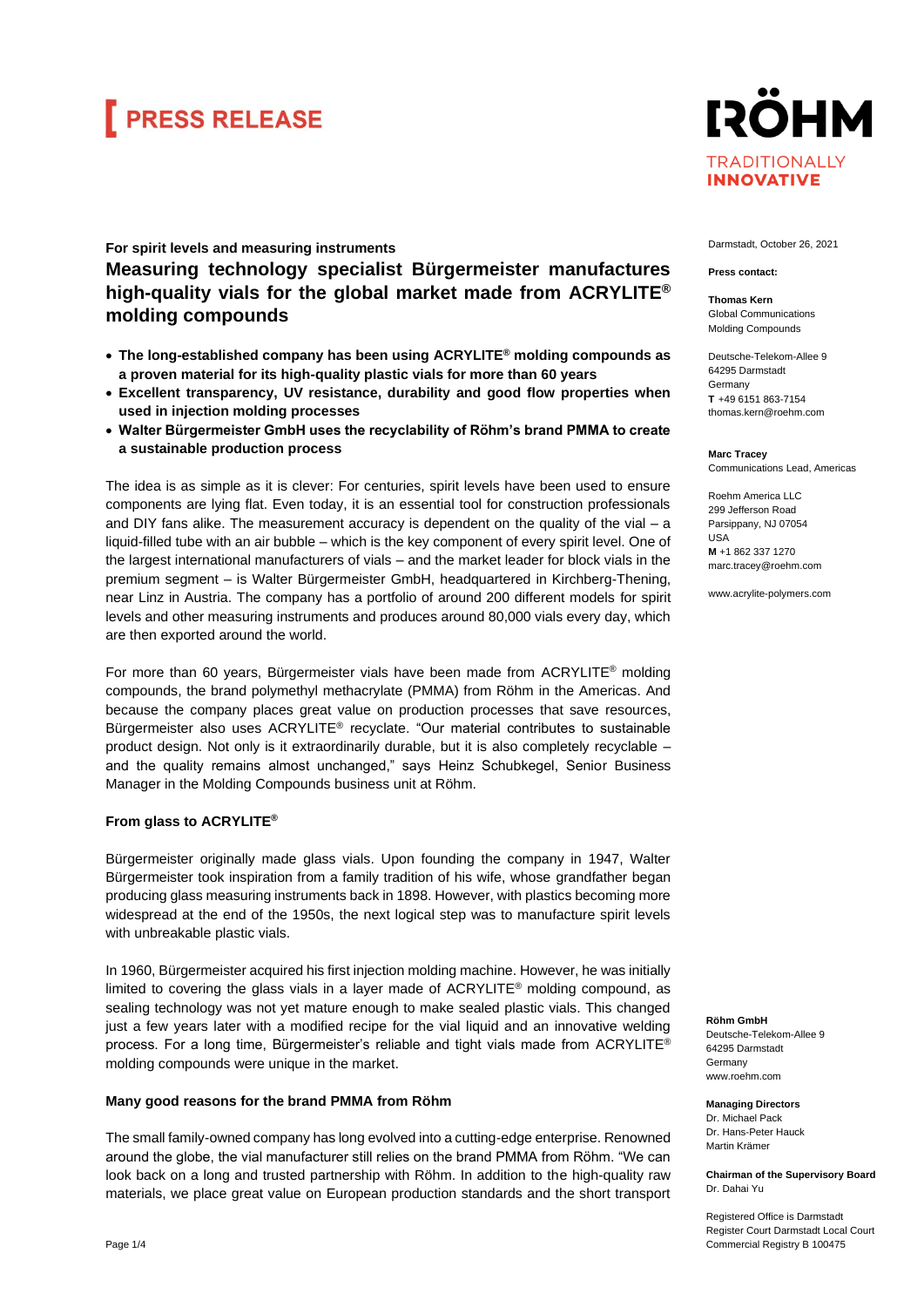# PRESS RELEASE

**RÖHM**
TRADITIONALLY
**INNOVATIVE**

Darmstadt, October 26, 2021

**Press contact:**

**Thomas Kern**
Global Communications
Molding Compounds

Deutsche-Telekom-Allee 9
64295 Darmstadt
Germany
**T** +49 6151 863-7154
thomas.kern@roehm.com

**Marc Tracey**
Communications Lead, Americas

Roehm America LLC
299 Jefferson Road
Parsippany, NJ 07054
USA
**M** +1 862 337 1270
marc.tracey@roehm.com

www.acrylite-polymers.com

**For spirit levels and measuring instruments**

## Measuring technology specialist Bürgermeister manufactures high-quality vials for the global market made from ACRYLITE® molding compounds

- **The long-established company has been using ACRYLITE® molding compounds as a proven material for its high-quality plastic vials for more than 60 years**
- **Excellent transparency, UV resistance, durability and good flow properties when used in injection molding processes**
- **Walter Bürgermeister GmbH uses the recyclability of Röhm's brand PMMA to create a sustainable production process**

The idea is as simple as it is clever: For centuries, spirit levels have been used to ensure components are lying flat. Even today, it is an essential tool for construction professionals and DIY fans alike. The measurement accuracy is dependent on the quality of the vial – a liquid-filled tube with an air bubble – which is the key component of every spirit level. One of the largest international manufacturers of vials – and the market leader for block vials in the premium segment – is Walter Bürgermeister GmbH, headquartered in Kirchberg-Thening, near Linz in Austria. The company has a portfolio of around 200 different models for spirit levels and other measuring instruments and produces around 80,000 vials every day, which are then exported around the world.

For more than 60 years, Bürgermeister vials have been made from ACRYLITE® molding compounds, the brand polymethyl methacrylate (PMMA) from Röhm in the Americas. And because the company places great value on production processes that save resources, Bürgermeister also uses ACRYLITE® recyclate. "Our material contributes to sustainable product design. Not only is it extraordinarily durable, but it is also completely recyclable – and the quality remains almost unchanged," says Heinz Schubkegel, Senior Business Manager in the Molding Compounds business unit at Röhm.

### From glass to ACRYLITE®

Bürgermeister originally made glass vials. Upon founding the company in 1947, Walter Bürgermeister took inspiration from a family tradition of his wife, whose grandfather began producing glass measuring instruments back in 1898. However, with plastics becoming more widespread at the end of the 1950s, the next logical step was to manufacture spirit levels with unbreakable plastic vials.

In 1960, Bürgermeister acquired his first injection molding machine. However, he was initially limited to covering the glass vials in a layer made of ACRYLITE® molding compound, as sealing technology was not yet mature enough to make sealed plastic vials. This changed just a few years later with a modified recipe for the vial liquid and an innovative welding process. For a long time, Bürgermeister's reliable and tight vials made from ACRYLITE® molding compounds were unique in the market.

### Many good reasons for the brand PMMA from Röhm

The small family-owned company has long evolved into a cutting-edge enterprise. Renowned around the globe, the vial manufacturer still relies on the brand PMMA from Röhm. "We can look back on a long and trusted partnership with Röhm. In addition to the high-quality raw materials, we place great value on European production standards and the short transport

**Röhm GmbH**
Deutsche-Telekom-Allee 9
64295 Darmstadt
Germany
www.roehm.com

**Managing Directors**
Dr. Michael Pack
Dr. Hans-Peter Hauck
Martin Krämer

**Chairman of the Supervisory Board**
Dr. Dahai Yu

Registered Office is Darmstadt
Register Court Darmstadt Local Court
Commercial Registry B 100475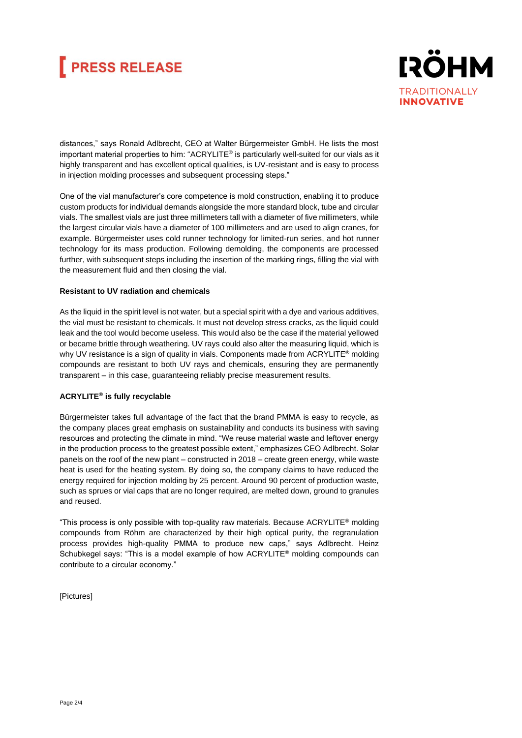distances," says Ronald Adlbrecht, CEO at Walter Bürgermeister GmbH. He lists the most important material properties to him: "ACRYLITE® is particularly well-suited for our vials as it highly transparent and has excellent optical qualities, is UV-resistant and is easy to process in injection molding processes and subsequent processing steps."

One of the vial manufacturer's core competence is mold construction, enabling it to produce custom products for individual demands alongside the more standard block, tube and circular vials. The smallest vials are just three millimeters tall with a diameter of five millimeters, while the largest circular vials have a diameter of 100 millimeters and are used to align cranes, for example. Bürgermeister uses cold runner technology for limited-run series, and hot runner technology for its mass production. Following demolding, the components are processed further, with subsequent steps including the insertion of the marking rings, filling the vial with the measurement fluid and then closing the vial.

**Resistant to UV radiation and chemicals**

As the liquid in the spirit level is not water, but a special spirit with a dye and various additives, the vial must be resistant to chemicals. It must not develop stress cracks, as the liquid could leak and the tool would become useless. This would also be the case if the material yellowed or became brittle through weathering. UV rays could also alter the measuring liquid, which is why UV resistance is a sign of quality in vials. Components made from ACRYLITE® molding compounds are resistant to both UV rays and chemicals, ensuring they are permanently transparent – in this case, guaranteeing reliably precise measurement results.

**ACRYLITE® is fully recyclable**

Bürgermeister takes full advantage of the fact that the brand PMMA is easy to recycle, as the company places great emphasis on sustainability and conducts its business with saving resources and protecting the climate in mind. "We reuse material waste and leftover energy in the production process to the greatest possible extent," emphasizes CEO Adlbrecht. Solar panels on the roof of the new plant – constructed in 2018 – create green energy, while waste heat is used for the heating system. By doing so, the company claims to have reduced the energy required for injection molding by 25 percent. Around 90 percent of production waste, such as sprues or vial caps that are no longer required, are melted down, ground to granules and reused.

"This process is only possible with top-quality raw materials. Because ACRYLITE® molding compounds from Röhm are characterized by their high optical purity, the regranulation process provides high-quality PMMA to produce new caps," says Adlbrecht. Heinz Schubkegel says: "This is a model example of how ACRYLITE® molding compounds can contribute to a circular economy."

[Pictures]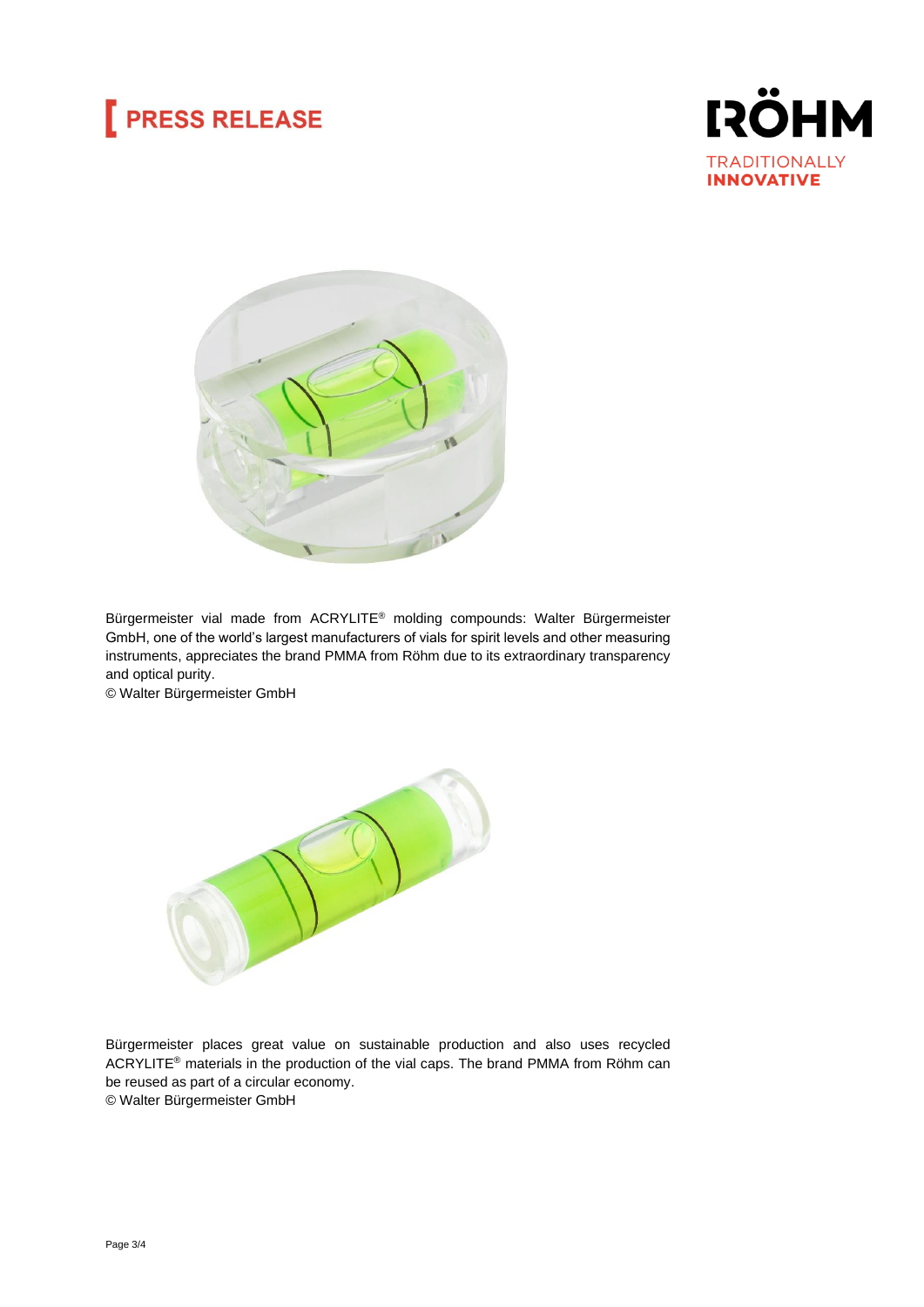Bürgermeister vial made from ACRYLITE® molding compounds: Walter Bürgermeister GmbH, one of the world's largest manufacturers of vials for spirit levels and other measuring instruments, appreciates the brand PMMA from Röhm due to its extraordinary transparency and optical purity.
© Walter Bürgermeister GmbH

Bürgermeister places great value on sustainable production and also uses recycled ACRYLITE® materials in the production of the vial caps. The brand PMMA from Röhm can be reused as part of a circular economy.
© Walter Bürgermeister GmbH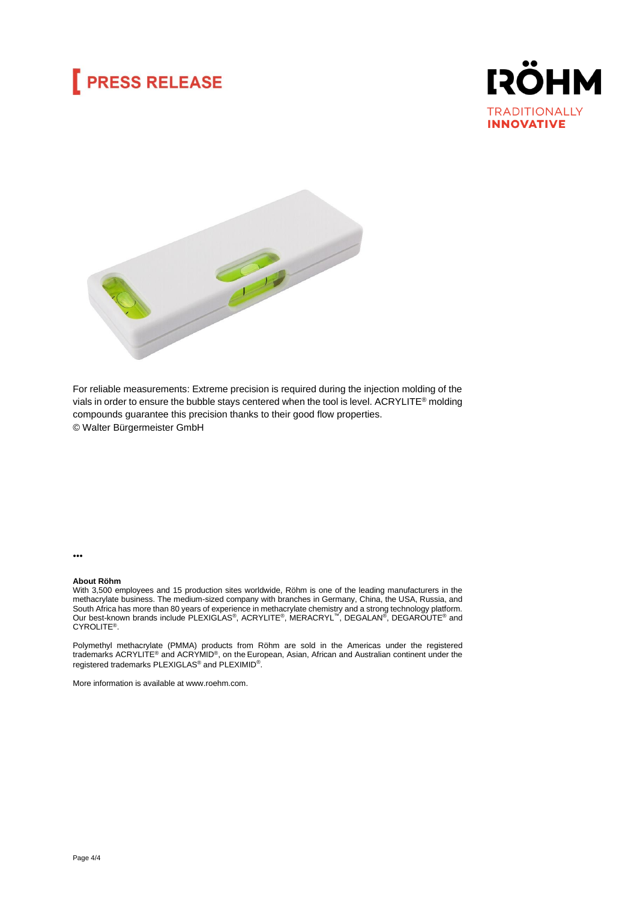# PRESS RELEASE

RÖHM
TRADITIONALLY
**INNOVATIVE**

For reliable measurements: Extreme precision is required during the injection molding of the vials in order to ensure the bubble stays centered when the tool is level. ACRYLITE® molding compounds guarantee this precision thanks to their good flow properties.
© Walter Bürgermeister GmbH

•••

**About Röhm**
With 3,500 employees and 15 production sites worldwide, Röhm is one of the leading manufacturers in the methacrylate business. The medium-sized company with branches in Germany, China, the USA, Russia, and South Africa has more than 80 years of experience in methacrylate chemistry and a strong technology platform. Our best-known brands include PLEXIGLAS®, ACRYLITE®, MERACRYL™, DEGALAN®, DEGAROUTE® and CYROLITE®.

Polymethyl methacrylate (PMMA) products from Röhm are sold in the Americas under the registered trademarks ACRYLITE® and ACRYMID®, on the European, Asian, African and Australian continent under the registered trademarks PLEXIGLAS® and PLEXIMID®.

More information is available at www.roehm.com.